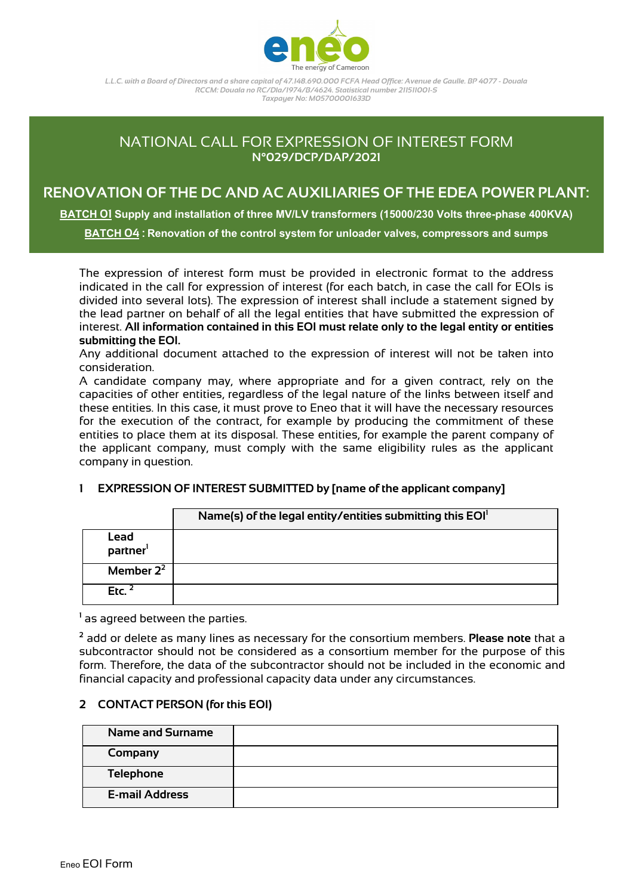eneo
The energy of Cameroon

*L.L.C. with a Board of Directors and a share capital of 47.148.690.000 FCFA Head Office: Avenue de Gaulle. BP 4077 - Douala*
*RCCM: Douala no RC/Dla/1974/B/4624. Statistical number 211511001-S*
*Taxpayer No: M057000001633D*

# NATIONAL CALL FOR EXPRESSION OF INTEREST FORM
**N°029/DCP/DAP/2021**

## RENOVATION OF THE DC AND AC AUXILIARIES OF THE EDEA POWER PLANT:

**BATCH 01 Supply and installation of three MV/LV transformers (15000/230 Volts three-phase 400KVA)**

**BATCH 04 : Renovation of the control system for unloader valves, compressors and sumps**

The expression of interest form must be provided in electronic format to the address indicated in the call for expression of interest (for each batch, in case the call for EOIs is divided into several lots). The expression of interest shall include a statement signed by the lead partner on behalf of all the legal entities that have submitted the expression of interest. **All information contained in this EOI must relate only to the legal entity or entities submitting the EOI.**

Any additional document attached to the expression of interest will not be taken into consideration.

A candidate company may, where appropriate and for a given contract, rely on the capacities of other entities, regardless of the legal nature of the links between itself and these entities. In this case, it must prove to Eneo that it will have the necessary resources for the execution of the contract, for example by producing the commitment of these entities to place them at its disposal. These entities, for example the parent company of the applicant company, must comply with the same eligibility rules as the applicant company in question.

## 1 EXPRESSION OF INTEREST SUBMITTED by [name of the applicant company]

| | Name(s) of the legal entity/entities submitting this EOI[1] |
|---|---|
| Lead partner[1] | |
| Member 2[2] | |
| Etc. [2] | |

[1] as agreed between the parties.

[2] add or delete as many lines as necessary for the consortium members. **Please note** that a subcontractor should not be considered as a consortium member for the purpose of this form. Therefore, the data of the subcontractor should not be included in the economic and financial capacity and professional capacity data under any circumstances.

## 2 CONTACT PERSON (for this EOI)

| | |
|---|---|
| Name and Surname | |
| Company | |
| Telephone | |
| E-mail Address | |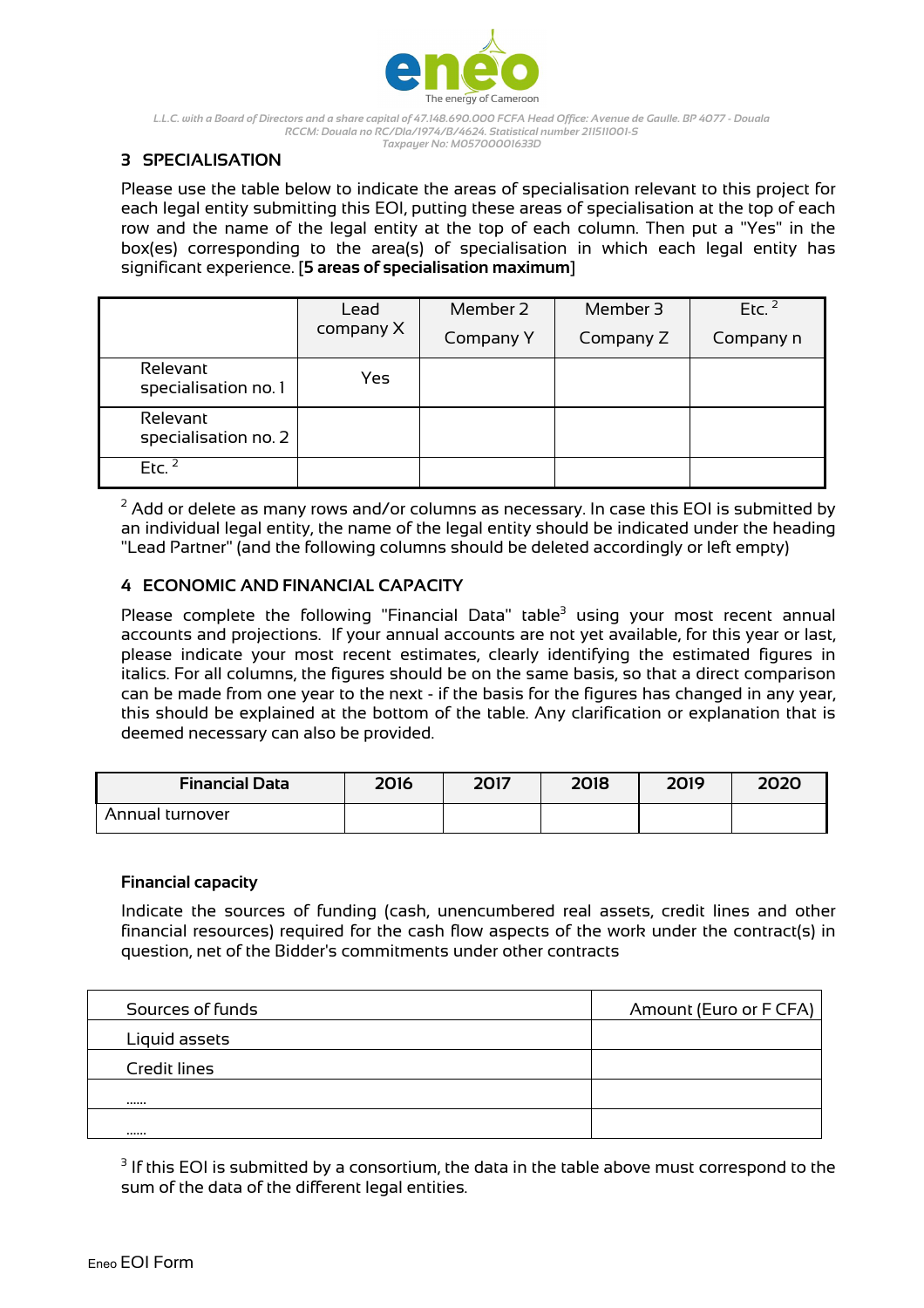## 3 SPECIALISATION

Please use the table below to indicate the areas of specialisation relevant to this project for each legal entity submitting this EOI, putting these areas of specialisation at the top of each row and the name of the legal entity at the top of each column. Then put a "Yes" in the box(es) corresponding to the area(s) of specialisation in which each legal entity has significant experience. [**5 areas of specialisation maximum**]

| | Lead company X | Member 2 Company Y | Member 3 Company Z | Etc. [2] Company n |
|---|---|---|---|---|
| Relevant specialisation no. 1 | Yes | | | |
| Relevant specialisation no. 2 | | | | |
| Etc. [2] | | | | |

[2] Add or delete as many rows and/or columns as necessary. In case this EOI is submitted by an individual legal entity, the name of the legal entity should be indicated under the heading "Lead Partner" (and the following columns should be deleted accordingly or left empty)

## 4 ECONOMIC AND FINANCIAL CAPACITY

Please complete the following "Financial Data" table[3] using your most recent annual accounts and projections. If your annual accounts are not yet available, for this year or last, please indicate your most recent estimates, clearly identifying the estimated figures in italics. For all columns, the figures should be on the same basis, so that a direct comparison can be made from one year to the next - if the basis for the figures has changed in any year, this should be explained at the bottom of the table. Any clarification or explanation that is deemed necessary can also be provided.

| Financial Data | 2016 | 2017 | 2018 | 2019 | 2020 |
|---|---|---|---|---|---|
| Annual turnover | | | | | |

### Financial capacity

Indicate the sources of funding (cash, unencumbered real assets, credit lines and other financial resources) required for the cash flow aspects of the work under the contract(s) in question, net of the Bidder's commitments under other contracts

| Sources of funds | Amount (Euro or F CFA) |
|---|---|
| Liquid assets | |
| Credit lines | |
| …… | |
| …… | |

[3] If this EOI is submitted by a consortium, the data in the table above must correspond to the sum of the data of the different legal entities.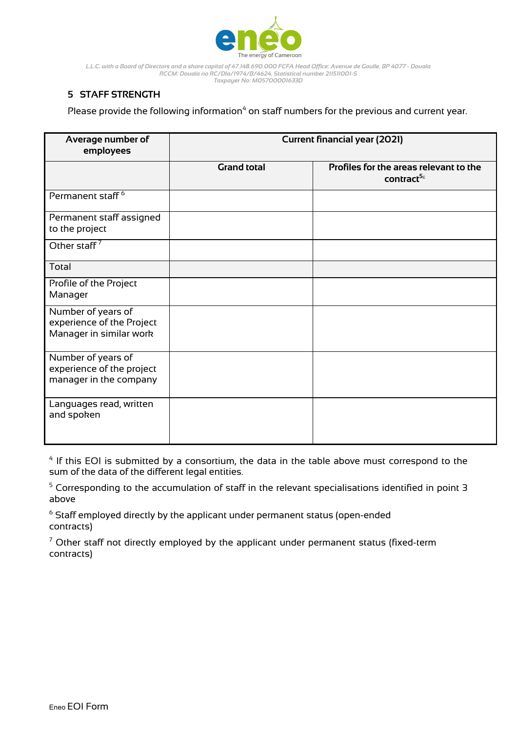L.L.C. with a Board of Directors and a share capital of 47.148.690.000 FCFA Head Office: Avenue de Gaulle. BP 4077 - Douala
RCCM: Douala no RC/Dla/1974/B/4624. Statistical number 211511001-S
Taxpayer No: M05700001633D

## 5 STAFF STRENGTH

Please provide the following information[4] on staff numbers for the previous and current year.

| Average number of employees | Current financial year (2021) | |
|---|---|---|
| | **Grand total** | **Profiles for the areas relevant to the contract[5ε]** |
| Permanent staff [6] | | |
| Permanent staff assigned to the project | | |
| Other staff [7] | | |
| Total | | |
| Profile of the Project Manager | | |
| Number of years of experience of the Project Manager in similar work | | |
| Number of years of experience of the project manager in the company | | |
| Languages read, written and spoken | | |

[4] If this EOI is submitted by a consortium, the data in the table above must correspond to the sum of the data of the different legal entities.

[5] Corresponding to the accumulation of staff in the relevant specialisations identified in point 3 above

[6] Staff employed directly by the applicant under permanent status (open-ended contracts)

[7] Other staff not directly employed by the applicant under permanent status (fixed-term contracts)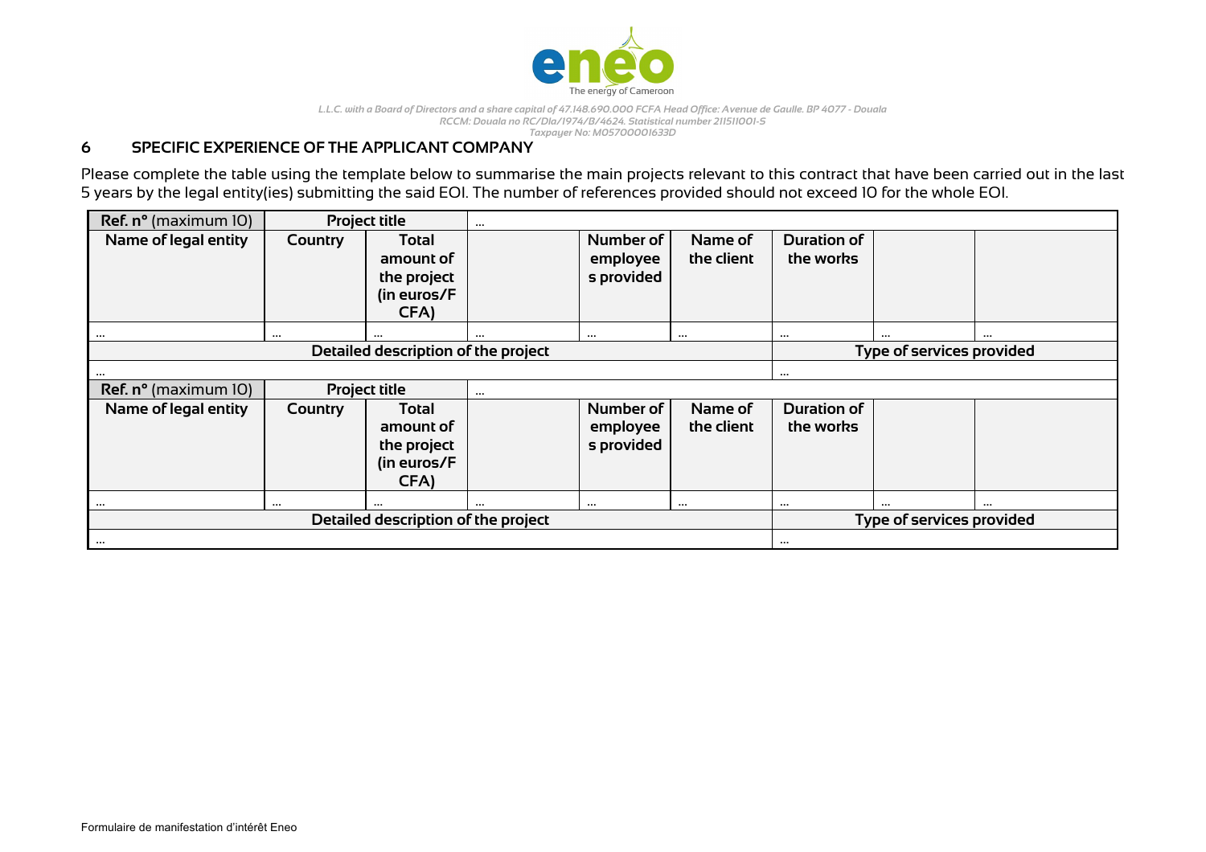## 6 SPECIFIC EXPERIENCE OF THE APPLICANT COMPANY

Please complete the table using the template below to summarise the main projects relevant to this contract that have been carried out in the last 5 years by the legal entity(ies) submitting the said EOI. The number of references provided should not exceed 10 for the whole EOI.

| **Ref. n°** (maximum 10) | **Project title** | | ... | | | | | |
|---|---|---|---|---|---|---|---|---|
| **Name of legal entity** | **Country** | **Total amount of the project (in euros/FCFA)** | | **Number of employees provided** | **Name of the client** | **Duration of the works** | | |
| ... | ... | ... | ... | ... | ... | ... | ... | ... |
| **Detailed description of the project** | | | | | | **Type of services provided** | | |
| ... | | | | | | ... | | |
| **Ref. n°** (maximum 10) | **Project title** | | ... | | | | | |
| **Name of legal entity** | **Country** | **Total amount of the project (in euros/FCFA)** | | **Number of employees provided** | **Name of the client** | **Duration of the works** | | |
| ... | ... | ... | ... | ... | ... | ... | ... | ... |
| **Detailed description of the project** | | | | | | **Type of services provided** | | |
| ... | | | | | | ... | | |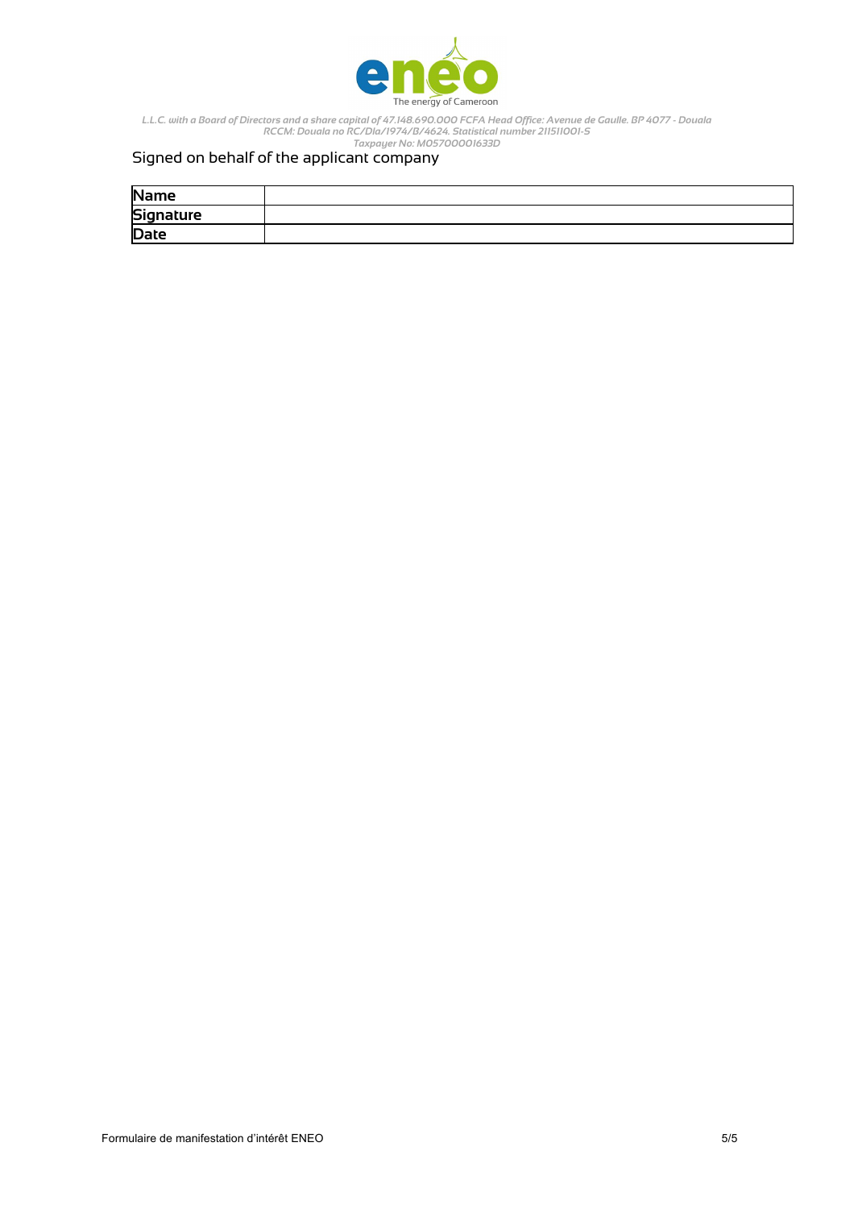*L.L.C. with a Board of Directors and a share capital of 47.148.690.000 FCFA Head Office: Avenue de Gaulle. BP 4077 - Douala RCCM: Douala no RC/Dla/1974/B/4624. Statistical number 211511001-S Taxpayer No: M05700001633D*

Signed on behalf of the applicant company

| | |
|---|---|
| **Name** | |
| **Signature** | |
| **Date** | |